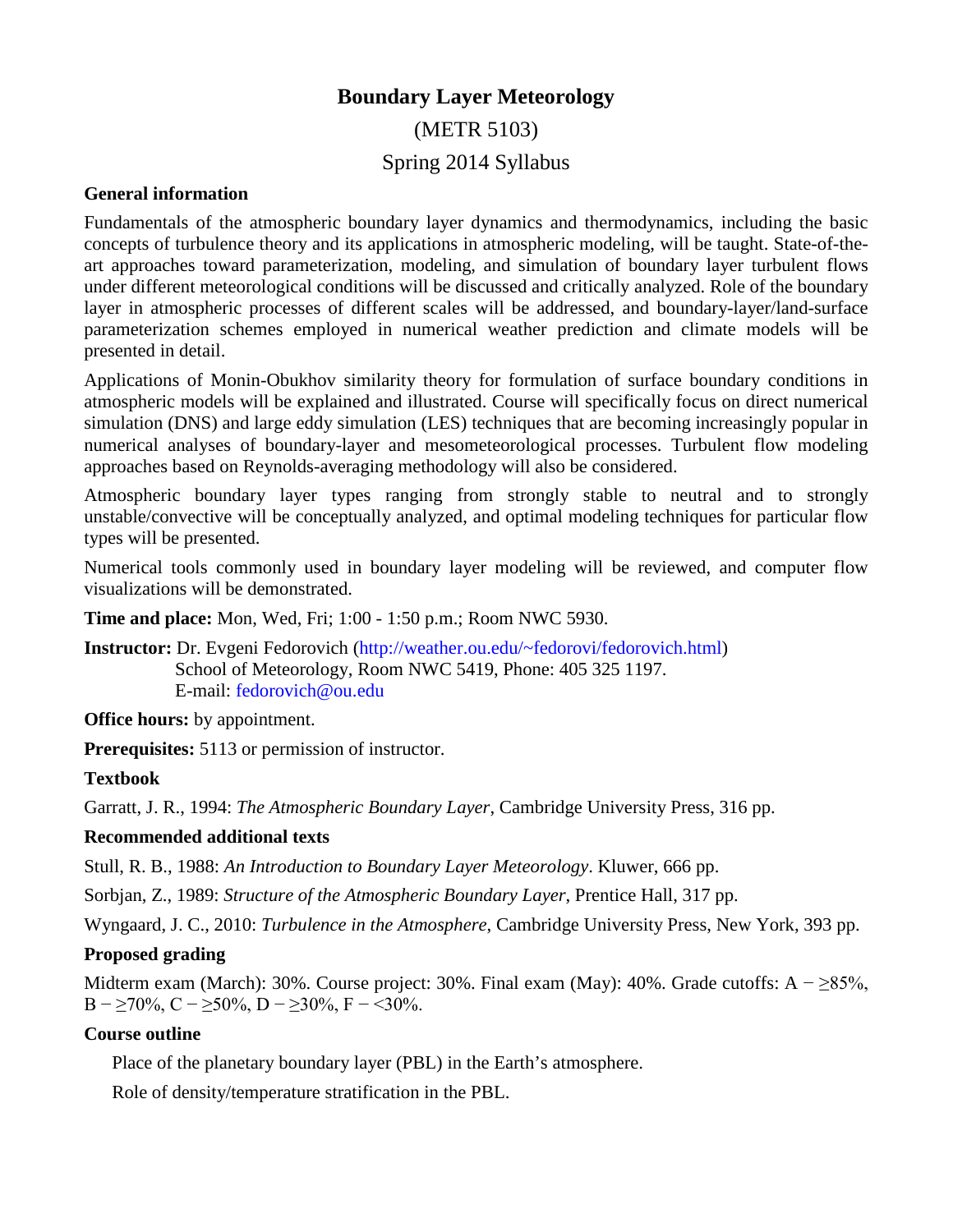# Boundary Layer Meteorology

(METR 5103)

Spring 2014 Syllabus

### General information

Fundamentals of the atmospheric boundary layer dynamics and thermodynamics, including the basic concepts of turbulence theory and its applications in atmospheric modeling, will be taught. State-of-the-art approaches toward parameterization, modeling, and simulation of boundary layer turbulent flows under different meteorological conditions will be discussed and critically analyzed. Role of the boundary layer in atmospheric processes of different scales will be addressed, and boundary-layer/land-surface parameterization schemes employed in numerical weather prediction and climate models will be presented in detail.

Applications of Monin-Obukhov similarity theory for formulation of surface boundary conditions in atmospheric models will be explained and illustrated. Course will specifically focus on direct numerical simulation (DNS) and large eddy simulation (LES) techniques that are becoming increasingly popular in numerical analyses of boundary-layer and mesometeorological processes. Turbulent flow modeling approaches based on Reynolds-averaging methodology will also be considered.

Atmospheric boundary layer types ranging from strongly stable to neutral and to strongly unstable/convective will be conceptually analyzed, and optimal modeling techniques for particular flow types will be presented.

Numerical tools commonly used in boundary layer modeling will be reviewed, and computer flow visualizations will be demonstrated.

**Time and place:** Mon, Wed, Fri; 1:00 - 1:50 p.m.; Room NWC 5930.

**Instructor:** Dr. Evgeni Fedorovich (http://weather.ou.edu/~fedorovi/fedorovich.html)
School of Meteorology, Room NWC 5419, Phone: 405 325 1197.
E-mail: fedorovich@ou.edu

**Office hours:** by appointment.

**Prerequisites:** 5113 or permission of instructor.

### Textbook

Garratt, J. R., 1994: *The Atmospheric Boundary Layer*, Cambridge University Press, 316 pp.

### Recommended additional texts

Stull, R. B., 1988: *An Introduction to Boundary Layer Meteorology*. Kluwer, 666 pp.

Sorbjan, Z., 1989: *Structure of the Atmospheric Boundary Layer*, Prentice Hall, 317 pp.

Wyngaard, J. C., 2010: *Turbulence in the Atmosphere*, Cambridge University Press, New York, 393 pp.

### Proposed grading

Midterm exam (March): 30%. Course project: 30%. Final exam (May): 40%. Grade cutoffs: A − ≥85%, B − ≥70%, C − ≥50%, D − ≥30%, F − <30%.

### Course outline

Place of the planetary boundary layer (PBL) in the Earth's atmosphere.

Role of density/temperature stratification in the PBL.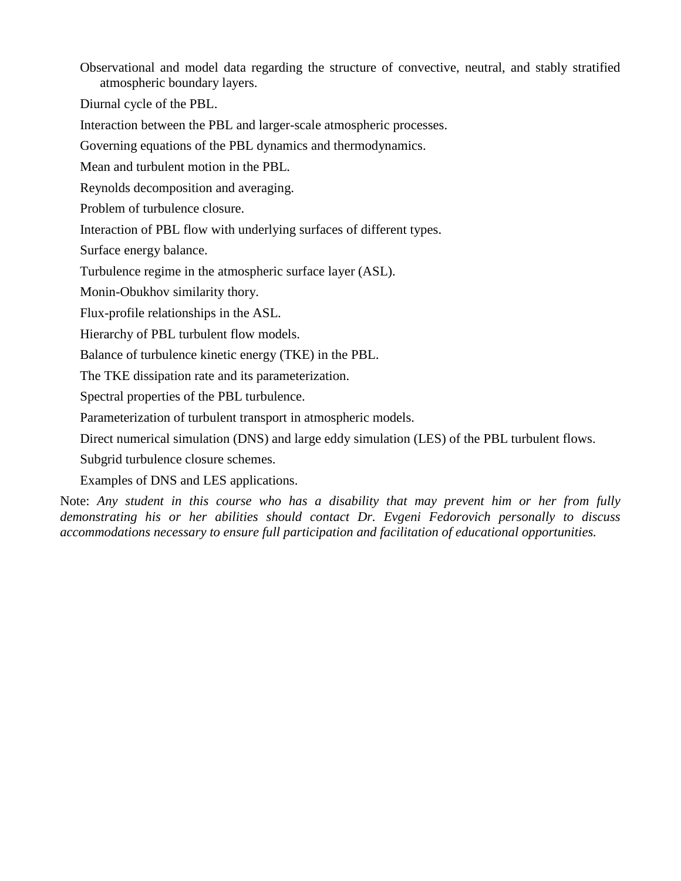Observational and model data regarding the structure of convective, neutral, and stably stratified atmospheric boundary layers.

Diurnal cycle of the PBL.

Interaction between the PBL and larger-scale atmospheric processes.

Governing equations of the PBL dynamics and thermodynamics.

Mean and turbulent motion in the PBL.

Reynolds decomposition and averaging.

Problem of turbulence closure.

Interaction of PBL flow with underlying surfaces of different types.

Surface energy balance.

Turbulence regime in the atmospheric surface layer (ASL).

Monin-Obukhov similarity thory.

Flux-profile relationships in the ASL.

Hierarchy of PBL turbulent flow models.

Balance of turbulence kinetic energy (TKE) in the PBL.

The TKE dissipation rate and its parameterization.

Spectral properties of the PBL turbulence.

Parameterization of turbulent transport in atmospheric models.

Direct numerical simulation (DNS) and large eddy simulation (LES) of the PBL turbulent flows.

Subgrid turbulence closure schemes.

Examples of DNS and LES applications.

Note: *Any student in this course who has a disability that may prevent him or her from fully demonstrating his or her abilities should contact Dr. Evgeni Fedorovich personally to discuss accommodations necessary to ensure full participation and facilitation of educational opportunities.*